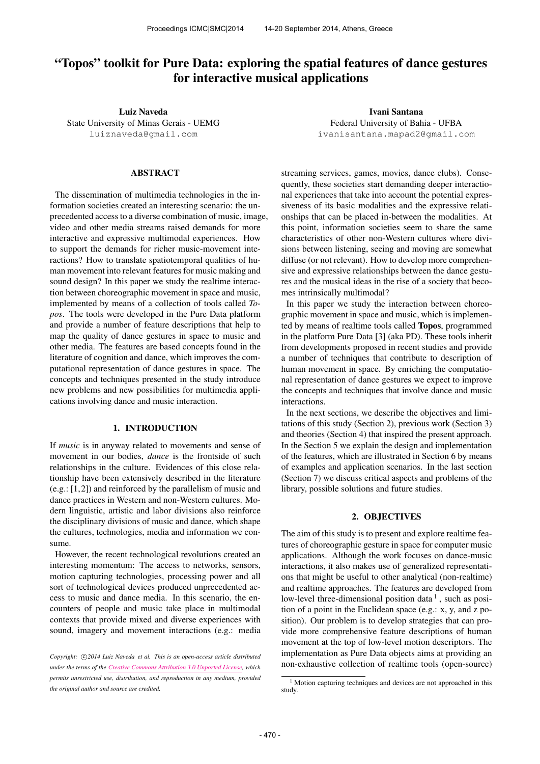# "Topos" toolkit for Pure Data: exploring the spatial features of dance gestures for interactive musical applications

**Luiz Naveda**
State University of Minas Gerais - UEMG
luiznaveda@gmail.com

**Ivani Santana**
Federal University of Bahia - UFBA
ivanisantana.mapad2@gmail.com

## ABSTRACT

The dissemination of multimedia technologies in the information societies created an interesting scenario: the unprecedented access to a diverse combination of music, image, video and other media streams raised demands for more interactive and expressive multimodal experiences. How to support the demands for richer music-movement interactions? How to translate spatiotemporal qualities of human movement into relevant features for music making and sound design? In this paper we study the realtime interaction between choreographic movement in space and music, implemented by means of a collection of tools called *Topos*. The tools were developed in the Pure Data platform and provide a number of feature descriptions that help to map the quality of dance gestures in space to music and other media. The features are based concepts found in the literature of cognition and dance, which improves the computational representation of dance gestures in space. The concepts and techniques presented in the study introduce new problems and new possibilities for multimedia applications involving dance and music interaction.

## 1. INTRODUCTION

If *music* is in anyway related to movements and sense of movement in our bodies, *dance* is the frontside of such relationships in the culture. Evidences of this close relationship have been extensively described in the literature (e.g.: [1,2]) and reinforced by the parallelism of music and dance practices in Western and non-Western cultures. Modern linguistic, artistic and labor divisions also reinforce the disciplinary divisions of music and dance, which shape the cultures, technologies, media and information we consume.

However, the recent technological revolutions created an interesting momentum: The access to networks, sensors, motion capturing technologies, processing power and all sort of technological devices produced unprecedented access to music and dance media. In this scenario, the encounters of people and music take place in multimodal contexts that provide mixed and diverse experiences with sound, imagery and movement interactions (e.g.: media streaming services, games, movies, dance clubs). Consequently, these societies start demanding deeper interactional experiences that take into account the potential expressiveness of its basic modalities and the expressive relationships that can be placed in-between the modalities. At this point, information societies seem to share the same characteristics of other non-Western cultures where divisions between listening, seeing and moving are somewhat diffuse (or not relevant). How to develop more comprehensive and expressive relationships between the dance gestures and the musical ideas in the rise of a society that becomes intrinsically multimodal?

In this paper we study the interaction between choreographic movement in space and music, which is implemented by means of realtime tools called **Topos**, programmed in the platform Pure Data [3] (aka PD). These tools inherit from developments proposed in recent studies and provide a number of techniques that contribute to description of human movement in space. By enriching the computational representation of dance gestures we expect to improve the concepts and techniques that involve dance and music interactions.

In the next sections, we describe the objectives and limitations of this study (Section 2), previous work (Section 3) and theories (Section 4) that inspired the present approach. In the Section 5 we explain the design and implementation of the features, which are illustrated in Section 6 by means of examples and application scenarios. In the last section (Section 7) we discuss critical aspects and problems of the library, possible solutions and future studies.

## 2. OBJECTIVES

The aim of this study is to present and explore realtime features of choreographic gesture in space for computer music applications. Although the work focuses on dance-music interactions, it also makes use of generalized representations that might be useful to other analytical (non-realtime) and realtime approaches. The features are developed from low-level three-dimensional position data [1], such as position of a point in the Euclidean space (e.g.: x, y, and z position). Our problem is to develop strategies that can provide more comprehensive feature descriptions of human movement at the top of low-level motion descriptors. The implementation as Pure Data objects aims at providing an non-exhaustive collection of realtime tools (open-source)

[1] Motion capturing techniques and devices are not approached in this study.

*Copyright: ©2014 Luiz Naveda et al. This is an open-access article distributed under the terms of the Creative Commons Attribution 3.0 Unported License, which permits unrestricted use, distribution, and reproduction in any medium, provided the original author and source are credited.*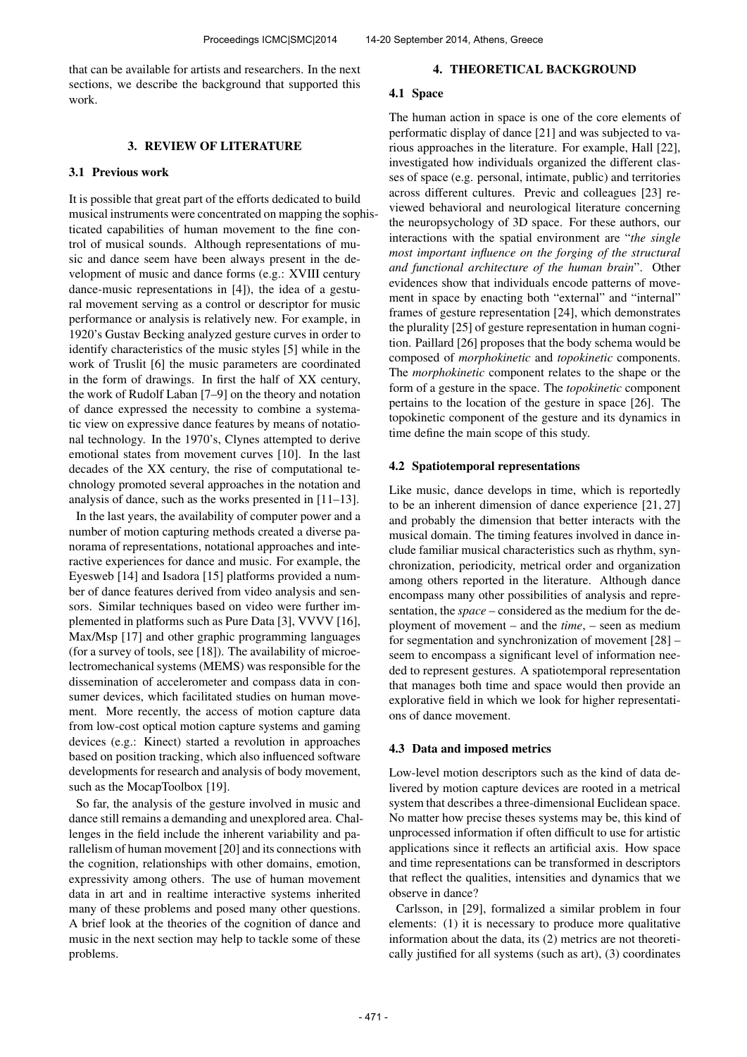that can be available for artists and researchers. In the next sections, we describe the background that supported this work.

## 3. REVIEW OF LITERATURE

### 3.1 Previous work

It is possible that great part of the efforts dedicated to build musical instruments were concentrated on mapping the sophisticated capabilities of human movement to the fine control of musical sounds. Although representations of music and dance seem have been always present in the development of music and dance forms (e.g.: XVIII century dance-music representations in [4]), the idea of a gestural movement serving as a control or descriptor for music performance or analysis is relatively new. For example, in 1920's Gustav Becking analyzed gesture curves in order to identify characteristics of the music styles [5] while in the work of Truslit [6] the music parameters are coordinated in the form of drawings. In first the half of XX century, the work of Rudolf Laban [7–9] on the theory and notation of dance expressed the necessity to combine a systematic view on expressive dance features by means of notational technology. In the 1970's, Clynes attempted to derive emotional states from movement curves [10]. In the last decades of the XX century, the rise of computational technology promoted several approaches in the notation and analysis of dance, such as the works presented in [11–13].

In the last years, the availability of computer power and a number of motion capturing methods created a diverse panorama of representations, notational approaches and interactive experiences for dance and music. For example, the Eyesweb [14] and Isadora [15] platforms provided a number of dance features derived from video analysis and sensors. Similar techniques based on video were further implemented in platforms such as Pure Data [3], VVVV [16], Max/Msp [17] and other graphic programming languages (for a survey of tools, see [18]). The availability of microelectromechanical systems (MEMS) was responsible for the dissemination of accelerometer and compass data in consumer devices, which facilitated studies on human movement. More recently, the access of motion capture data from low-cost optical motion capture systems and gaming devices (e.g.: Kinect) started a revolution in approaches based on position tracking, which also influenced software developments for research and analysis of body movement, such as the MocapToolbox [19].

So far, the analysis of the gesture involved in music and dance still remains a demanding and unexplored area. Challenges in the field include the inherent variability and parallelism of human movement [20] and its connections with the cognition, relationships with other domains, emotion, expressivity among others. The use of human movement data in art and in realtime interactive systems inherited many of these problems and posed many other questions. A brief look at the theories of the cognition of dance and music in the next section may help to tackle some of these problems.

## 4. THEORETICAL BACKGROUND

### 4.1 Space

The human action in space is one of the core elements of performatic display of dance [21] and was subjected to various approaches in the literature. For example, Hall [22], investigated how individuals organized the different classes of space (e.g. personal, intimate, public) and territories across different cultures. Previc and colleagues [23] reviewed behavioral and neurological literature concerning the neuropsychology of 3D space. For these authors, our interactions with the spatial environment are "*the single most important influence on the forging of the structural and functional architecture of the human brain*". Other evidences show that individuals encode patterns of movement in space by enacting both "external" and "internal" frames of gesture representation [24], which demonstrates the plurality [25] of gesture representation in human cognition. Paillard [26] proposes that the body schema would be composed of *morphokinetic* and *topokinetic* components. The *morphokinetic* component relates to the shape or the form of a gesture in the space. The *topokinetic* component pertains to the location of the gesture in space [26]. The topokinetic component of the gesture and its dynamics in time define the main scope of this study.

### 4.2 Spatiotemporal representations

Like music, dance develops in time, which is reportedly to be an inherent dimension of dance experience [21, 27] and probably the dimension that better interacts with the musical domain. The timing features involved in dance include familiar musical characteristics such as rhythm, synchronization, periodicity, metrical order and organization among others reported in the literature. Although dance encompass many other possibilities of analysis and representation, the *space* – considered as the medium for the deployment of movement – and the *time*, – seen as medium for segmentation and synchronization of movement [28] – seem to encompass a significant level of information needed to represent gestures. A spatiotemporal representation that manages both time and space would then provide an explorative field in which we look for higher representations of dance movement.

### 4.3 Data and imposed metrics

Low-level motion descriptors such as the kind of data delivered by motion capture devices are rooted in a metrical system that describes a three-dimensional Euclidean space. No matter how precise theses systems may be, this kind of unprocessed information if often difficult to use for artistic applications since it reflects an artificial axis. How space and time representations can be transformed in descriptors that reflect the qualities, intensities and dynamics that we observe in dance?

Carlsson, in [29], formalized a similar problem in four elements: (1) it is necessary to produce more qualitative information about the data, its (2) metrics are not theoretically justified for all systems (such as art), (3) coordinates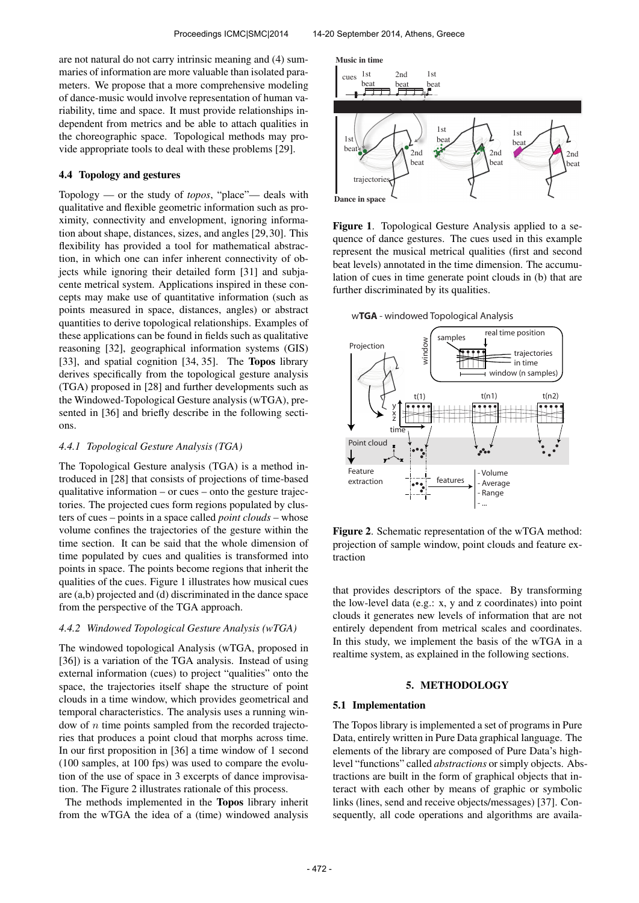are not natural do not carry intrinsic meaning and (4) summaries of information are more valuable than isolated parameters. We propose that a more comprehensive modeling of dance-music would involve representation of human variability, time and space. It must provide relationships independent from metrics and be able to attach qualities in the choreographic space. Topological methods may provide appropriate tools to deal with these problems [29].

### 4.4 Topology and gestures

Topology — or the study of *topos*, "place"— deals with qualitative and flexible geometric information such as proximity, connectivity and envelopment, ignoring information about shape, distances, sizes, and angles [29,30]. This flexibility has provided a tool for mathematical abstraction, in which one can infer inherent connectivity of objects while ignoring their detailed form [31] and subjacente metrical system. Applications inspired in these concepts may make use of quantitative information (such as points measured in space, distances, angles) or abstract quantities to derive topological relationships. Examples of these applications can be found in fields such as qualitative reasoning [32], geographical information systems (GIS) [33], and spatial cognition [34, 35]. The **Topos** library derives specifically from the topological gesture analysis (TGA) proposed in [28] and further developments such as the Windowed-Topological Gesture analysis (wTGA), presented in [36] and briefly describe in the following sections.

#### 4.4.1 Topological Gesture Analysis (TGA)

The Topological Gesture analysis (TGA) is a method introduced in [28] that consists of projections of time-based qualitative information – or cues – onto the gesture trajectories. The projected cues form regions populated by clusters of cues – points in a space called *point clouds* – whose volume confines the trajectories of the gesture within the time section. It can be said that the whole dimension of time populated by cues and qualities is transformed into points in space. The points become regions that inherit the qualities of the cues. Figure 1 illustrates how musical cues are (a,b) projected and (d) discriminated in the dance space from the perspective of the TGA approach.

#### 4.4.2 Windowed Topological Gesture Analysis (wTGA)

The windowed topological Analysis (wTGA, proposed in [36]) is a variation of the TGA analysis. Instead of using external information (cues) to project "qualities" onto the space, the trajectories itself shape the structure of point clouds in a time window, which provides geometrical and temporal characteristics. The analysis uses a running window of $n$ time points sampled from the recorded trajectories that produces a point cloud that morphs across time. In our first proposition in [36] a time window of 1 second (100 samples, at 100 fps) was used to compare the evolution of the use of space in 3 excerpts of dance improvisation. The Figure 2 illustrates rationale of this process.

The methods implemented in the **Topos** library inherit from the wTGA the idea of a (time) windowed analysis

**Figure 1**. Topological Gesture Analysis applied to a sequence of dance gestures. The cues used in this example represent the musical metrical qualities (first and second beat levels) annotated in the time dimension. The accumulation of cues in time generate point clouds in (b) that are further discriminated by its qualities.

**Figure 2**. Schematic representation of the wTGA method: projection of sample window, point clouds and feature extraction

that provides descriptors of the space. By transforming the low-level data (e.g.: x, y and z coordinates) into point clouds it generates new levels of information that are not entirely dependent from metrical scales and coordinates. In this study, we implement the basis of the wTGA in a realtime system, as explained in the following sections.

## 5. METHODOLOGY

### 5.1 Implementation

The Topos library is implemented a set of programs in Pure Data, entirely written in Pure Data graphical language. The elements of the library are composed of Pure Data's high-level "functions" called *abstractions* or simply objects. Abstractions are built in the form of graphical objects that interact with each other by means of graphic or symbolic links (lines, send and receive objects/messages) [37]. Consequently, all code operations and algorithms are availa-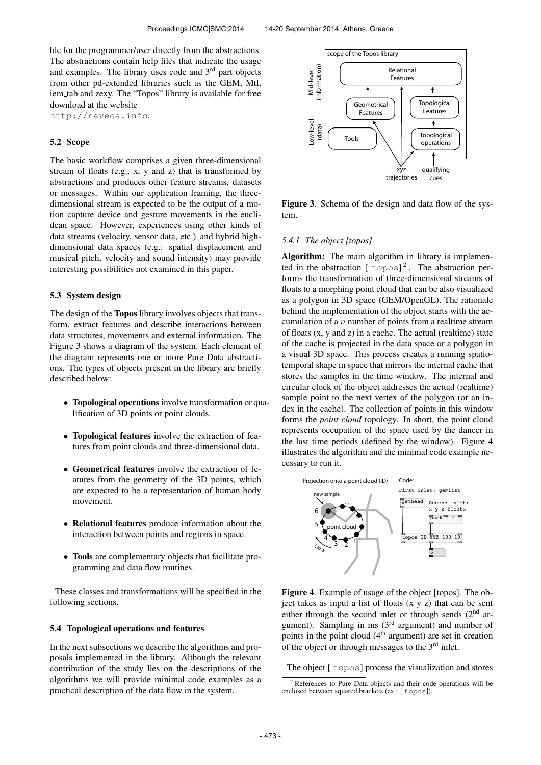ble for the programmer/user directly from the abstractions. The abstractions contain help files that indicate the usage and examples. The library uses code and 3rd part objects from other pd-extended libraries such as the GEM, Mtl, iem_tab and zexy. The "Topos" library is available for free download at the website http://naveda.info.

### 5.2 Scope

The basic workflow comprises a given three-dimensional stream of floats (e.g., x, y and z) that is transformed by abstractions and produces other feature streams, datasets or messages. Within our application framing, the three-dimensional stream is expected to be the output of a motion capture device and gesture movements in the euclidean space. However, experiences using other kinds of data streams (velocity, sensor data, etc.) and hybrid high-dimensional data spaces (e.g.: spatial displacement and musical pitch, velocity and sound intensity) may provide interesting possibilities not examined in this paper.

### 5.3 System design

The design of the **Topos** library involves objects that transform, extract features and describe interactions between data structures, movements and external information. The Figure 3 shows a diagram of the system. Each element of the diagram represents one or more Pure Data abstractions. The types of objects present in the library are briefly described below:

- **Topological operations** involve transformation or qualification of 3D points or point clouds.
- **Topological features** involve the extraction of features from point clouds and three-dimensional data.
- **Geometrical features** involve the extraction of features from the geometry of the 3D points, which are expected to be a representation of human body movement.
- **Relational features** produce information about the interaction between points and regions in space.
- **Tools** are complementary objects that facilitate programming and data flow routines.

These classes and transformations will be specified in the following sections.

### 5.4 Topological operations and features

In the next subsections we describe the algorithms and proposals implemented in the library. Although the relevant contribution of the study lies on the descriptions of the algorithms we will provide minimal code examples as a practical description of the data flow in the system.

**Figure 3**. Schema of the design and data flow of the system.

#### 5.4.1 The object [topos]

**Algorithm:** The main algorithm in library is implemented in the abstraction [ topos][2]. The abstraction performs the transformation of three-dimensional streams of floats to a morphing point cloud that can be also visualized as a polygon in 3D space (GEM/OpenGL). The rationale behind the implementation of the object starts with the accumulation of a $n$ number of points from a realtime stream of floats (x, y and z) in a cache. The actual (realtime) state of the cache is projected in the data space or a polygon in a visual 3D space. This process creates a running spatio-temporal shape in space that mirrors the internal cache that stores the samples in the time window. The internal and circular clock of the object addresses the actual (realtime) sample point to the next vertex of the polygon (or an index in the cache). The collection of points in this window forms the *point cloud* topology. In short, the point cloud represents occupation of the space used by the dancer in the last time periods (defined by the window). Figure 4 illustrates the algorithm and the minimal code example necessary to run it.

**Figure 4**. Example of usage of the object [topos]. The object takes as input a list of floats (x y z) that can be sent either through the second inlet or through sends (2nd argument). Sampling in ms (3rd argument) and number of points in the point cloud (4th argument) are set in creation of the object or through messages to the 3rd inlet.

The object [ topos] process the visualization and stores

[2] References to Pure Data objects and their code operations will be enclosed between squared brackets (ex.: [ topos]).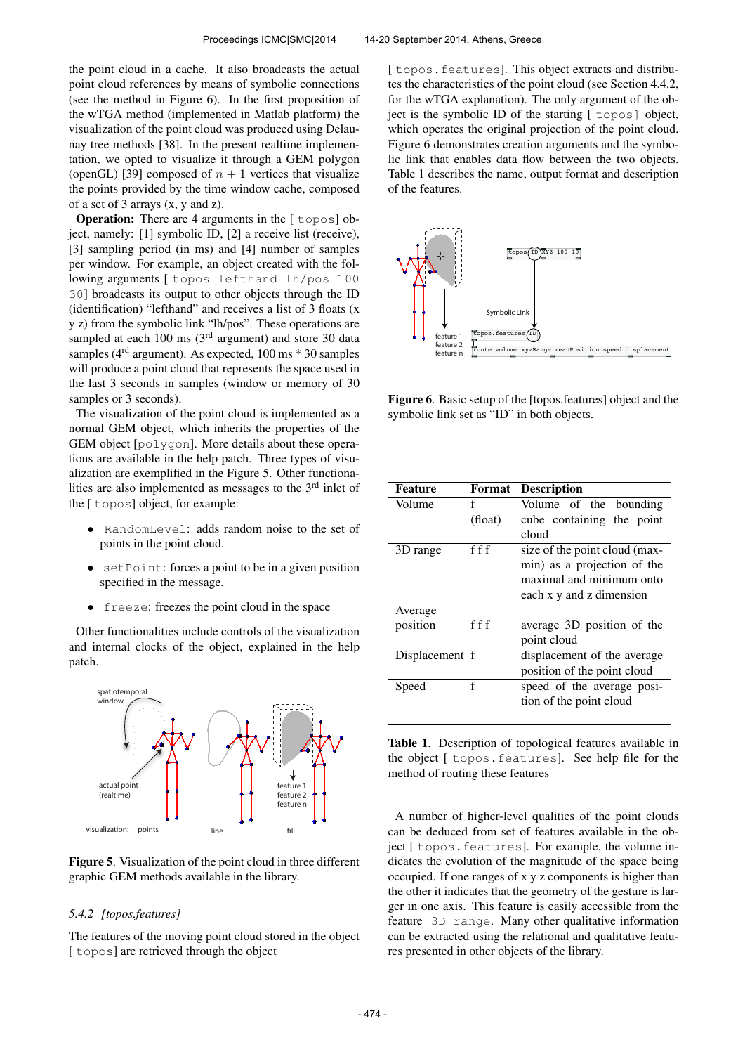the point cloud in a cache. It also broadcasts the actual point cloud references by means of symbolic connections (see the method in Figure 6). In the first proposition of the wTGA method (implemented in Matlab platform) the visualization of the point cloud was produced using Delaunay tree methods [38]. In the present realtime implementation, we opted to visualize it through a GEM polygon (openGL) [39] composed of $n + 1$ vertices that visualize the points provided by the time window cache, composed of a set of 3 arrays (x, y and z).

**Operation:** There are 4 arguments in the [ topos] object, namely: [1] symbolic ID, [2] a receive list (receive), [3] sampling period (in ms) and [4] number of samples per window. For example, an object created with the following arguments [ topos lefthand lh/pos 100 30] broadcasts its output to other objects through the ID (identification) "lefthand" and receives a list of 3 floats (x y z) from the symbolic link "lh/pos". These operations are sampled at each 100 ms (3rd argument) and store 30 data samples (4th argument). As expected, 100 ms * 30 samples will produce a point cloud that represents the space used in the last 3 seconds in samples (window or memory of 30 samples or 3 seconds).

The visualization of the point cloud is implemented as a normal GEM object, which inherits the properties of the GEM object [polygon]. More details about these operations are available in the help patch. Three types of visualization are exemplified in the Figure 5. Other functionalities are also implemented as messages to the 3rd inlet of the [ topos] object, for example:

- RandomLevel: adds random noise to the set of points in the point cloud.
- setPoint: forces a point to be in a given position specified in the message.
- freeze: freezes the point cloud in the space

Other functionalities include controls of the visualization and internal clocks of the object, explained in the help patch.

**Figure 5**. Visualization of the point cloud in three different graphic GEM methods available in the library.

### 5.4.2 [topos.features]

The features of the moving point cloud stored in the object [ topos] are retrieved through the object [ topos.features]. This object extracts and distributes the characteristics of the point cloud (see Section 4.4.2, for the wTGA explanation). The only argument of the object is the symbolic ID of the starting [ topos] object, which operates the original projection of the point cloud. Figure 6 demonstrates creation arguments and the symbolic link that enables data flow between the two objects. Table 1 describes the name, output format and description of the features.

**Figure 6**. Basic setup of the [topos.features] object and the symbolic link set as "ID" in both objects.

| Feature | Format | Description |
|---|---|---|
| Volume | f (float) | Volume of the bounding cube containing the point cloud |
| 3D range | f f f | size of the point cloud (max-min) as a projection of the maximal and minimum onto each x y and z dimension |
| Average position | f f f | average 3D position of the point cloud |
| Displacement | f | displacement of the average position of the point cloud |
| Speed | f | speed of the average position of the point cloud |

**Table 1**. Description of topological features available in the object [ topos.features]. See help file for the method of routing these features

A number of higher-level qualities of the point clouds can be deduced from set of features available in the object [ topos.features]. For example, the volume indicates the evolution of the magnitude of the space being occupied. If one ranges of x y z components is higher than the other it indicates that the geometry of the gesture is larger in one axis. This feature is easily accessible from the feature 3D range. Many other qualitative information can be extracted using the relational and qualitative features presented in other objects of the library.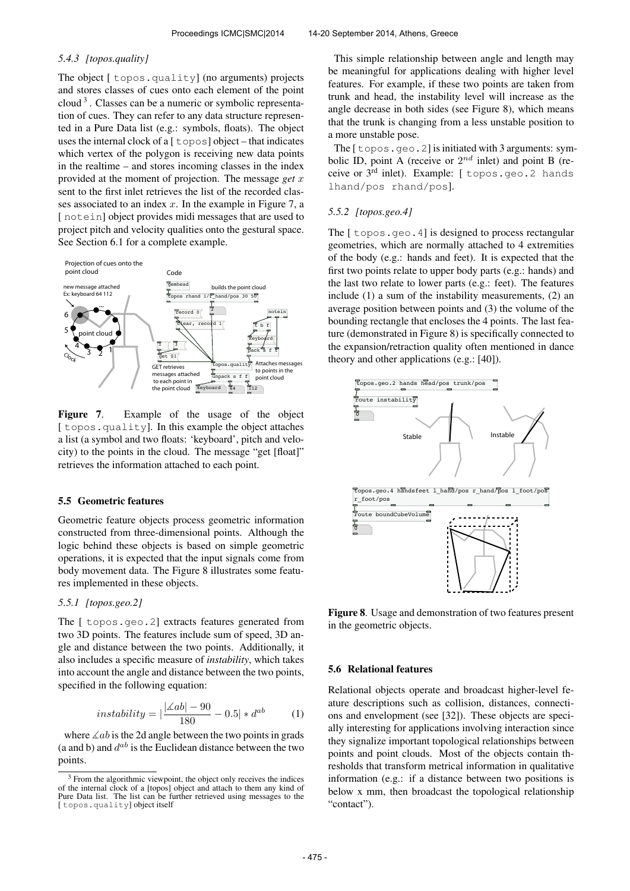#### 5.4.3 [topos.quality]

The object [ topos.quality] (no arguments) projects and stores classes of cues onto each element of the point cloud [3]. Classes can be a numeric or symbolic representation of cues. They can refer to any data structure represented in a Pure Data list (e.g.: symbols, floats). The object uses the internal clock of a [ topos] object – that indicates which vertex of the polygon is receiving new data points in the realtime – and stores incoming classes in the index provided at the moment of projection. The message *get* $x$ sent to the first inlet retrieves the list of the recorded classes associated to an index $x$. In the example in Figure 7, a [ notein] object provides midi messages that are used to project pitch and velocity qualities onto the gestural space. See Section 6.1 for a complete example.

**Figure 7**. Example of the usage of the object [ topos.quality]. In this example the object attaches a list (a symbol and two floats: 'keyboard', pitch and velocity) to the points in the cloud. The message "get [float]" retrieves the information attached to each point.

### 5.5 Geometric features

Geometric feature objects process geometric information constructed from three-dimensional points. Although the logic behind these objects is based on simple geometric operations, it is expected that the input signals come from body movement data. The Figure 8 illustrates some features implemented in these objects.

#### 5.5.1 [topos.geo.2]

The [ topos.geo.2] extracts features generated from two 3D points. The features include sum of speed, 3D angle and distance between the two points. Additionally, it also includes a specific measure of *instability*, which takes into account the angle and distance between the two points, specified in the following equation:

$$instability = |\frac{|\measuredangle ab| - 90}{180} - 0.5| * d^{ab} \qquad (1)$$

where $\measuredangle ab$ is the 2d angle between the two points in grads (a and b) and $d^{ab}$ is the Euclidean distance between the two points.

This simple relationship between angle and length may be meaningful for applications dealing with higher level features. For example, if these two points are taken from trunk and head, the instability level will increase as the angle decrease in both sides (see Figure 8), which means that the trunk is changing from a less unstable position to a more unstable pose.

The [ topos.geo.2] is initiated with 3 arguments: symbolic ID, point A (receive or $2^{nd}$ inlet) and point B (receive or 3rd inlet). Example: [ topos.geo.2 hands lhand/pos rhand/pos].

#### 5.5.2 [topos.geo.4]

The [ topos.geo.4] is designed to process rectangular geometries, which are normally attached to 4 extremities of the body (e.g.: hands and feet). It is expected that the first two points relate to upper body parts (e.g.: hands) and the last two relate to lower parts (e.g.: feet). The features include (1) a sum of the instability measurements, (2) an average position between points and (3) the volume of the bounding rectangle that encloses the 4 points. The last feature (demonstrated in Figure 8) is specifically connected to the expansion/retraction quality often mentioned in dance theory and other applications (e.g.: [40]).

**Figure 8**. Usage and demonstration of two features present in the geometric objects.

### 5.6 Relational features

Relational objects operate and broadcast higher-level feature descriptions such as collision, distances, connections and envelopment (see [32]). These objects are specially interesting for applications involving interaction since they signalize important topological relationships between points and point clouds. Most of the objects contain thresholds that transform metrical information in qualitative information (e.g.: if a distance between two positions is below x mm, then broadcast the topological relationship "contact").

[3] From the algorithmic viewpoint, the object only receives the indices of the internal clock of a [topos] object and attach to them any kind of Pure Data list. The list can be further retrieved using messages to the [ topos.quality] object itself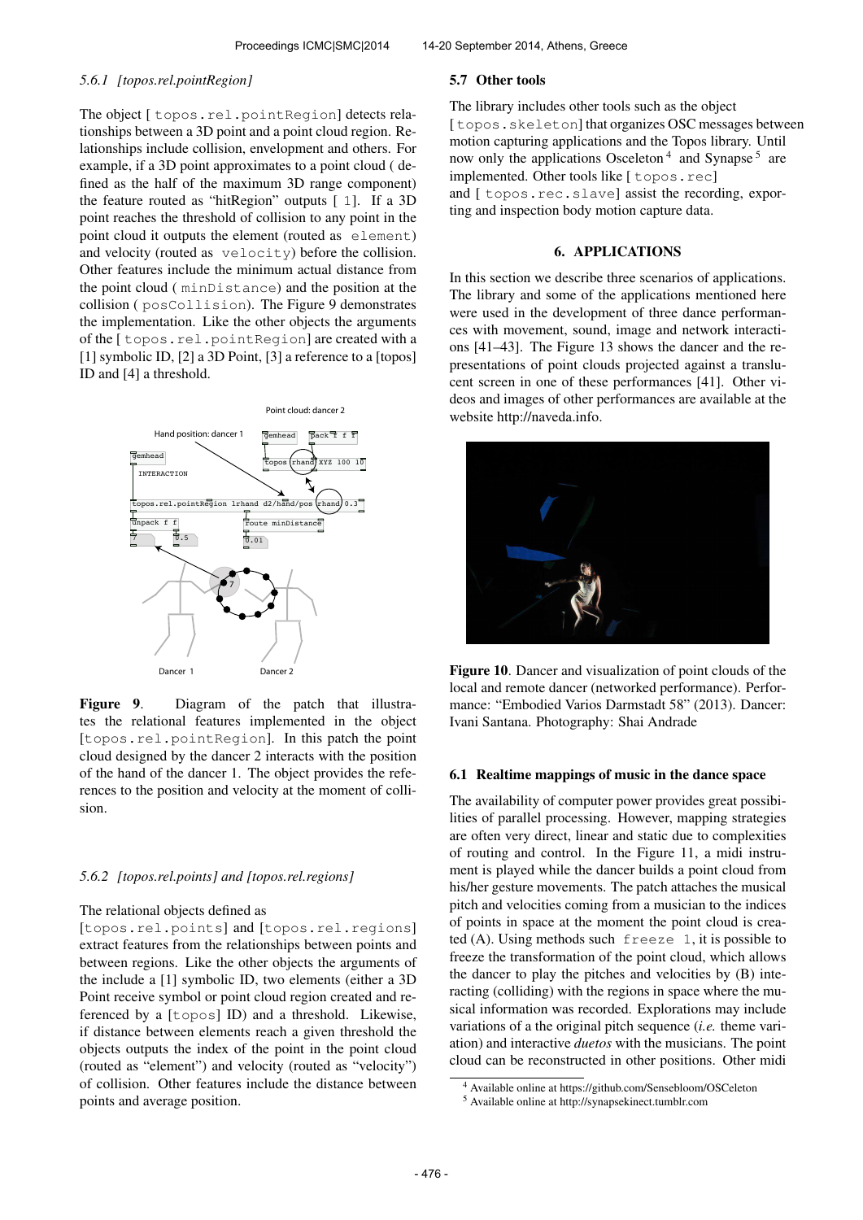#### 5.6.1 [topos.rel.pointRegion]

The object [ topos.rel.pointRegion] detects relationships between a 3D point and a point cloud region. Relationships include collision, envelopment and others. For example, if a 3D point approximates to a point cloud ( defined as the half of the maximum 3D range component) the feature routed as "hitRegion" outputs [ 1]. If a 3D point reaches the threshold of collision to any point in the point cloud it outputs the element (routed as element) and velocity (routed as velocity) before the collision. Other features include the minimum actual distance from the point cloud ( minDistance) and the position at the collision ( posCollision). The Figure 9 demonstrates the implementation. Like the other objects the arguments of the [ topos.rel.pointRegion] are created with a [1] symbolic ID, [2] a 3D Point, [3] a reference to a [topos] ID and [4] a threshold.

**Figure 9**. Diagram of the patch that illustrates the relational features implemented in the object [topos.rel.pointRegion]. In this patch the point cloud designed by the dancer 2 interacts with the position of the hand of the dancer 1. The object provides the references to the position and velocity at the moment of collision.

#### 5.6.2 [topos.rel.points] and [topos.rel.regions]

The relational objects defined as [topos.rel.points] and [topos.rel.regions] extract features from the relationships between points and between regions. Like the other objects the arguments of the include a [1] symbolic ID, two elements (either a 3D Point receive symbol or point cloud region created and referenced by a [topos] ID) and a threshold. Likewise, if distance between elements reach a given threshold the objects outputs the index of the point in the point cloud (routed as "element") and velocity (routed as "velocity") of collision. Other features include the distance between points and average position.

### 5.7 Other tools

The library includes other tools such as the object [topos.skeleton] that organizes OSC messages between motion capturing applications and the Topos library. Until now only the applications Osceleton [4] and Synapse [5] are implemented. Other tools like [ topos.rec] and [ topos.rec.slave] assist the recording, exporting and inspection body motion capture data.

## 6. APPLICATIONS

In this section we describe three scenarios of applications. The library and some of the applications mentioned here were used in the development of three dance performances with movement, sound, image and network interactions [41–43]. The Figure 13 shows the dancer and the representations of point clouds projected against a translucent screen in one of these performances [41]. Other videos and images of other performances are available at the website http://naveda.info.

**Figure 10**. Dancer and visualization of point clouds of the local and remote dancer (networked performance). Performance: "Embodied Varios Darmstadt 58" (2013). Dancer: Ivani Santana. Photography: Shai Andrade

### 6.1 Realtime mappings of music in the dance space

The availability of computer power provides great possibilities of parallel processing. However, mapping strategies are often very direct, linear and static due to complexities of routing and control. In the Figure 11, a midi instrument is played while the dancer builds a point cloud from his/her gesture movements. The patch attaches the musical pitch and velocities coming from a musician to the indices of points in space at the moment the point cloud is created (A). Using methods such freeze 1, it is possible to freeze the transformation of the point cloud, which allows the dancer to play the pitches and velocities by (B) interacting (colliding) with the regions in space where the musical information was recorded. Explorations may include variations of a the original pitch sequence (*i.e.* theme variation) and interactive *duetos* with the musicians. The point cloud can be reconstructed in other positions. Other midi

[4] Available online at https://github.com/Sensebloom/OSCeleton
[5] Available online at http://synapsekinect.tumblr.com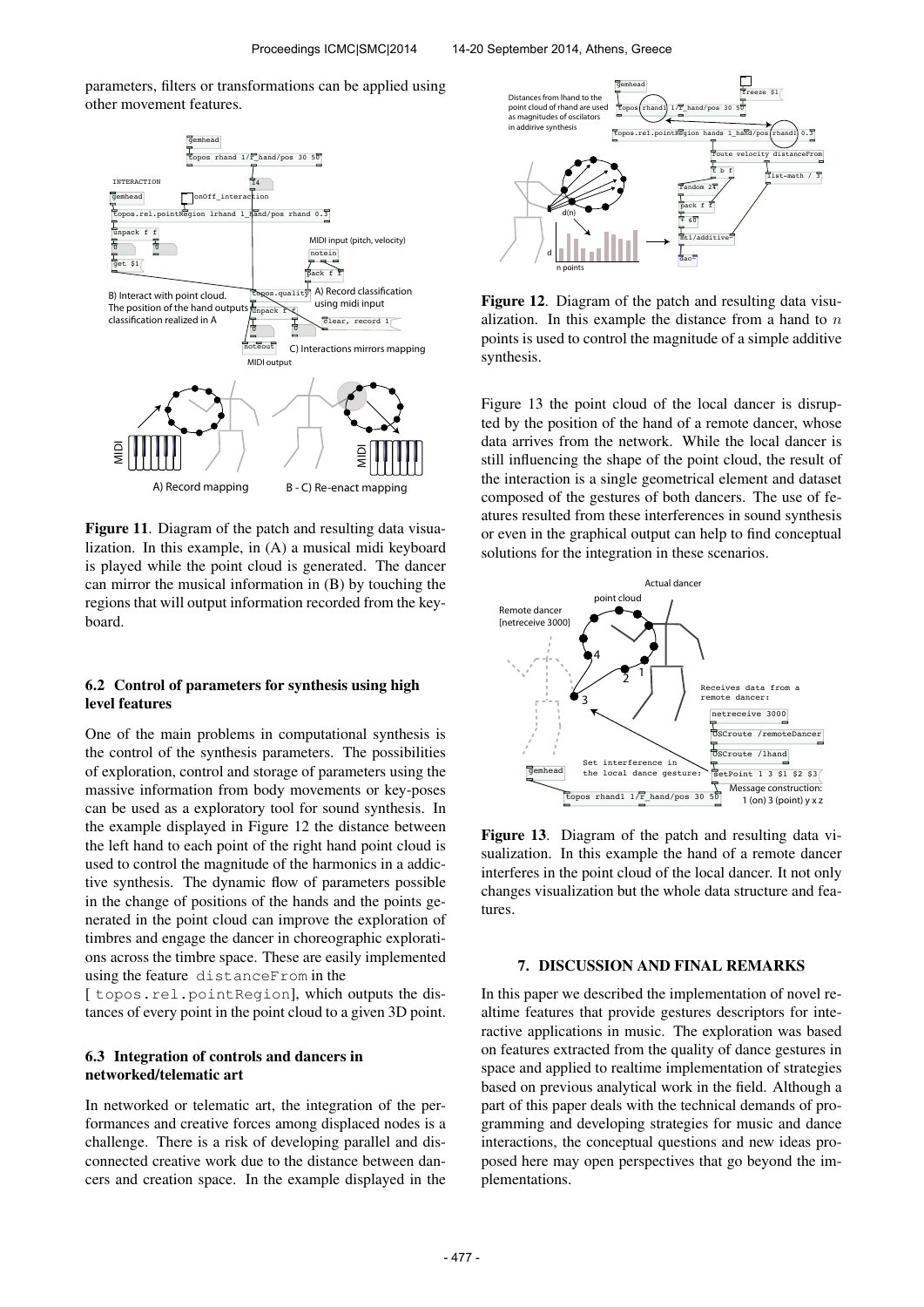parameters, filters or transformations can be applied using other movement features.

**Figure 11**. Diagram of the patch and resulting data visualization. In this example, in (A) a musical midi keyboard is played while the point cloud is generated. The dancer can mirror the musical information in (B) by touching the regions that will output information recorded from the keyboard.

### 6.2 Control of parameters for synthesis using high level features

One of the main problems in computational synthesis is the control of the synthesis parameters. The possibilities of exploration, control and storage of parameters using the massive information from body movements or key-poses can be used as a exploratory tool for sound synthesis. In the example displayed in Figure 12 the distance between the left hand to each point of the right hand point cloud is used to control the magnitude of the harmonics in a addictive synthesis. The dynamic flow of parameters possible in the change of positions of the hands and the points generated in the point cloud can improve the exploration of timbres and engage the dancer in choreographic explorations across the timbre space. These are easily implemented using the feature distanceFrom in the [ topos.rel.pointRegion], which outputs the distances of every point in the point cloud to a given 3D point.

### 6.3 Integration of controls and dancers in networked/telematic art

In networked or telematic art, the integration of the performances and creative forces among displaced nodes is a challenge. There is a risk of developing parallel and disconnected creative work due to the distance between dancers and creation space. In the example displayed in the

**Figure 12**. Diagram of the patch and resulting data visualization. In this example the distance from a hand to $n$ points is used to control the magnitude of a simple additive synthesis.

Figure 13 the point cloud of the local dancer is disrupted by the position of the hand of a remote dancer, whose data arrives from the network. While the local dancer is still influencing the shape of the point cloud, the result of the interaction is a single geometrical element and dataset composed of the gestures of both dancers. The use of features resulted from these interferences in sound synthesis or even in the graphical output can help to find conceptual solutions for the integration in these scenarios.

**Figure 13**. Diagram of the patch and resulting data visualization. In this example the hand of a remote dancer interferes in the point cloud of the local dancer. It not only changes visualization but the whole data structure and features.

## 7. DISCUSSION AND FINAL REMARKS

In this paper we described the implementation of novel realtime features that provide gestures descriptors for interactive applications in music. The exploration was based on features extracted from the quality of dance gestures in space and applied to realtime implementation of strategies based on previous analytical work in the field. Although a part of this paper deals with the technical demands of programming and developing strategies for music and dance interactions, the conceptual questions and new ideas proposed here may open perspectives that go beyond the implementations.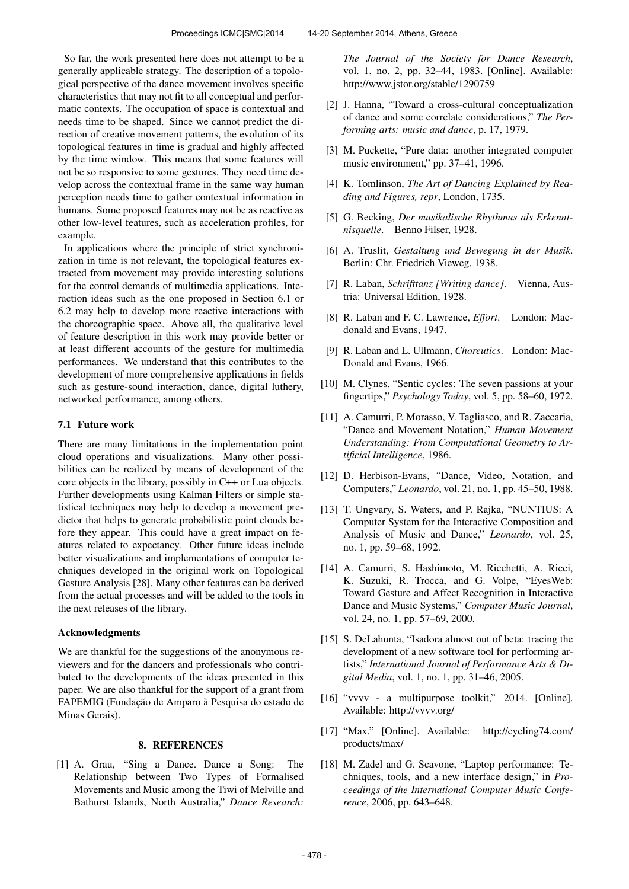So far, the work presented here does not attempt to be a generally applicable strategy. The description of a topological perspective of the dance movement involves specific characteristics that may not fit to all conceptual and performatic contexts. The occupation of space is contextual and needs time to be shaped. Since we cannot predict the direction of creative movement patterns, the evolution of its topological features in time is gradual and highly affected by the time window. This means that some features will not be so responsive to some gestures. They need time develop across the contextual frame in the same way human perception needs time to gather contextual information in humans. Some proposed features may not be as reactive as other low-level features, such as acceleration profiles, for example.

In applications where the principle of strict synchronization in time is not relevant, the topological features extracted from movement may provide interesting solutions for the control demands of multimedia applications. Interaction ideas such as the one proposed in Section 6.1 or 6.2 may help to develop more reactive interactions with the choreographic space. Above all, the qualitative level of feature description in this work may provide better or at least different accounts of the gesture for multimedia performances. We understand that this contributes to the development of more comprehensive applications in fields such as gesture-sound interaction, dance, digital luthery, networked performance, among others.

### 7.1 Future work

There are many limitations in the implementation point cloud operations and visualizations. Many other possibilities can be realized by means of development of the core objects in the library, possibly in C++ or Lua objects. Further developments using Kalman Filters or simple statistical techniques may help to develop a movement predictor that helps to generate probabilistic point clouds before they appear. This could have a great impact on features related to expectancy. Other future ideas include better visualizations and implementations of computer techniques developed in the original work on Topological Gesture Analysis [28]. Many other features can be derived from the actual processes and will be added to the tools in the next releases of the library.

### Acknowledgments

We are thankful for the suggestions of the anonymous reviewers and for the dancers and professionals who contributed to the developments of the ideas presented in this paper. We are also thankful for the support of a grant from FAPEMIG (Fundação de Amparo à Pesquisa do estado de Minas Gerais).

## 8. REFERENCES

[1] A. Grau, "Sing a Dance. Dance a Song: The Relationship between Two Types of Formalised Movements and Music among the Tiwi of Melville and Bathurst Islands, North Australia," *Dance Research: The Journal of the Society for Dance Research*, vol. 1, no. 2, pp. 32–44, 1983. [Online]. Available: http://www.jstor.org/stable/1290759

[2] J. Hanna, "Toward a cross-cultural conceptualization of dance and some correlate considerations," *The Performing arts: music and dance*, p. 17, 1979.

[3] M. Puckette, "Pure data: another integrated computer music environment," pp. 37–41, 1996.

[4] K. Tomlinson, *The Art of Dancing Explained by Reading and Figures, repr*, London, 1735.

[5] G. Becking, *Der musikalische Rhythmus als Erkenntnisquelle*. Benno Filser, 1928.

[6] A. Truslit, *Gestaltung und Bewegung in der Musik*. Berlin: Chr. Friedrich Vieweg, 1938.

[7] R. Laban, *Schrifttanz [Writing dance]*. Vienna, Austria: Universal Edition, 1928.

[8] R. Laban and F. C. Lawrence, *Effort*. London: Macdonald and Evans, 1947.

[9] R. Laban and L. Ullmann, *Choreutics*. London: MacDonald and Evans, 1966.

[10] M. Clynes, "Sentic cycles: The seven passions at your fingertips," *Psychology Today*, vol. 5, pp. 58–60, 1972.

[11] A. Camurri, P. Morasso, V. Tagliasco, and R. Zaccaria, "Dance and Movement Notation," *Human Movement Understanding: From Computational Geometry to Artificial Intelligence*, 1986.

[12] D. Herbison-Evans, "Dance, Video, Notation, and Computers," *Leonardo*, vol. 21, no. 1, pp. 45–50, 1988.

[13] T. Ungvary, S. Waters, and P. Rajka, "NUNTIUS: A Computer System for the Interactive Composition and Analysis of Music and Dance," *Leonardo*, vol. 25, no. 1, pp. 59–68, 1992.

[14] A. Camurri, S. Hashimoto, M. Ricchetti, A. Ricci, K. Suzuki, R. Trocca, and G. Volpe, "EyesWeb: Toward Gesture and Affect Recognition in Interactive Dance and Music Systems," *Computer Music Journal*, vol. 24, no. 1, pp. 57–69, 2000.

[15] S. DeLahunta, "Isadora almost out of beta: tracing the development of a new software tool for performing artists," *International Journal of Performance Arts & Digital Media*, vol. 1, no. 1, pp. 31–46, 2005.

[16] "vvvv - a multipurpose toolkit," 2014. [Online]. Available: http://vvvv.org/

[17] "Max." [Online]. Available: http://cycling74.com/products/max/

[18] M. Zadel and G. Scavone, "Laptop performance: Techniques, tools, and a new interface design," in *Proceedings of the International Computer Music Conference*, 2006, pp. 643–648.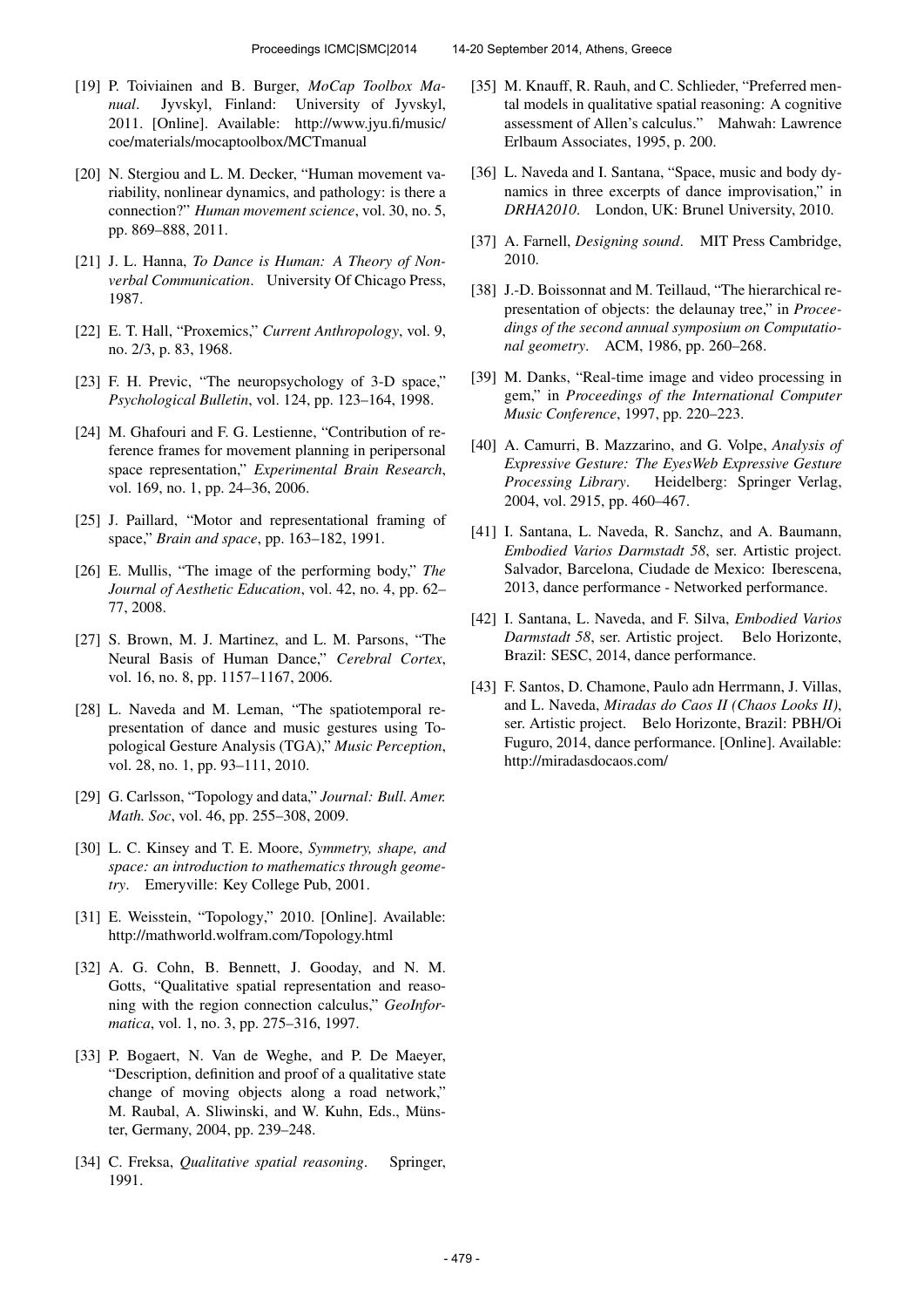- [19] P. Toiviainen and B. Burger, *MoCap Toolbox Manual*. Jyvskyl, Finland: University of Jyvskyl, 2011. [Online]. Available: http://www.jyu.fi/music/coe/materials/mocaptoolbox/MCTmanual
- [20] N. Stergiou and L. M. Decker, "Human movement variability, nonlinear dynamics, and pathology: is there a connection?" *Human movement science*, vol. 30, no. 5, pp. 869–888, 2011.
- [21] J. L. Hanna, *To Dance is Human: A Theory of Nonverbal Communication*. University Of Chicago Press, 1987.
- [22] E. T. Hall, "Proxemics," *Current Anthropology*, vol. 9, no. 2/3, p. 83, 1968.
- [23] F. H. Previc, "The neuropsychology of 3-D space," *Psychological Bulletin*, vol. 124, pp. 123–164, 1998.
- [24] M. Ghafouri and F. G. Lestienne, "Contribution of reference frames for movement planning in peripersonal space representation," *Experimental Brain Research*, vol. 169, no. 1, pp. 24–36, 2006.
- [25] J. Paillard, "Motor and representational framing of space," *Brain and space*, pp. 163–182, 1991.
- [26] E. Mullis, "The image of the performing body," *The Journal of Aesthetic Education*, vol. 42, no. 4, pp. 62–77, 2008.
- [27] S. Brown, M. J. Martinez, and L. M. Parsons, "The Neural Basis of Human Dance," *Cerebral Cortex*, vol. 16, no. 8, pp. 1157–1167, 2006.
- [28] L. Naveda and M. Leman, "The spatiotemporal representation of dance and music gestures using Topological Gesture Analysis (TGA)," *Music Perception*, vol. 28, no. 1, pp. 93–111, 2010.
- [29] G. Carlsson, "Topology and data," *Journal: Bull. Amer. Math. Soc*, vol. 46, pp. 255–308, 2009.
- [30] L. C. Kinsey and T. E. Moore, *Symmetry, shape, and space: an introduction to mathematics through geometry*. Emeryville: Key College Pub, 2001.
- [31] E. Weisstein, "Topology," 2010. [Online]. Available: http://mathworld.wolfram.com/Topology.html
- [32] A. G. Cohn, B. Bennett, J. Gooday, and N. M. Gotts, "Qualitative spatial representation and reasoning with the region connection calculus," *GeoInformatica*, vol. 1, no. 3, pp. 275–316, 1997.
- [33] P. Bogaert, N. Van de Weghe, and P. De Maeyer, "Description, definition and proof of a qualitative state change of moving objects along a road network," M. Raubal, A. Sliwinski, and W. Kuhn, Eds., Münster, Germany, 2004, pp. 239–248.
- [34] C. Freksa, *Qualitative spatial reasoning*. Springer, 1991.
- [35] M. Knauff, R. Rauh, and C. Schlieder, "Preferred mental models in qualitative spatial reasoning: A cognitive assessment of Allen's calculus." Mahwah: Lawrence Erlbaum Associates, 1995, p. 200.
- [36] L. Naveda and I. Santana, "Space, music and body dynamics in three excerpts of dance improvisation," in *DRHA2010*. London, UK: Brunel University, 2010.
- [37] A. Farnell, *Designing sound*. MIT Press Cambridge, 2010.
- [38] J.-D. Boissonnat and M. Teillaud, "The hierarchical representation of objects: the delaunay tree," in *Proceedings of the second annual symposium on Computational geometry*. ACM, 1986, pp. 260–268.
- [39] M. Danks, "Real-time image and video processing in gem," in *Proceedings of the International Computer Music Conference*, 1997, pp. 220–223.
- [40] A. Camurri, B. Mazzarino, and G. Volpe, *Analysis of Expressive Gesture: The EyesWeb Expressive Gesture Processing Library*. Heidelberg: Springer Verlag, 2004, vol. 2915, pp. 460–467.
- [41] I. Santana, L. Naveda, R. Sanchz, and A. Baumann, *Embodied Varios Darmstadt 58*, ser. Artistic project. Salvador, Barcelona, Ciudade de Mexico: Iberescena, 2013, dance performance - Networked performance.
- [42] I. Santana, L. Naveda, and F. Silva, *Embodied Varios Darmstadt 58*, ser. Artistic project. Belo Horizonte, Brazil: SESC, 2014, dance performance.
- [43] F. Santos, D. Chamone, Paulo adn Herrmann, J. Villas, and L. Naveda, *Miradas do Caos II (Chaos Looks II)*, ser. Artistic project. Belo Horizonte, Brazil: PBH/Oi Fuguro, 2014, dance performance. [Online]. Available: http://miradasdocaos.com/